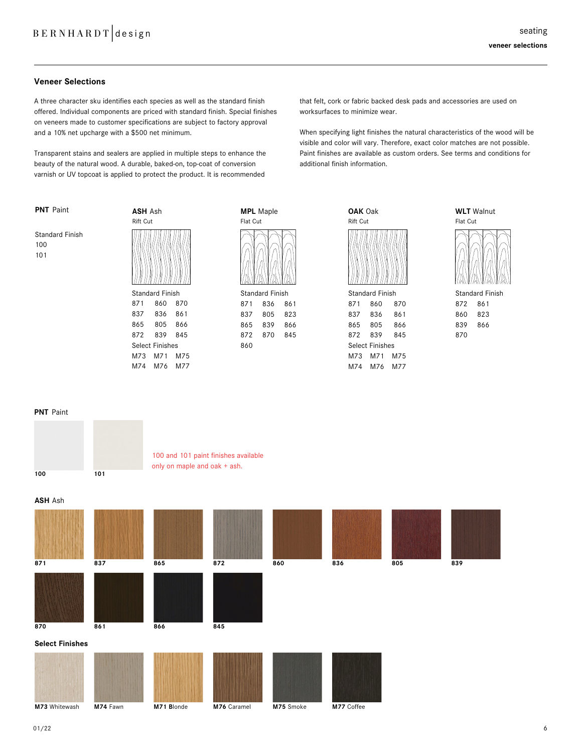## Veneer Selections

A three character sku identifies each species as well as the standard finish offered. Individual components are priced with standard finish. Special finishes on veneers made to customer specifications are subject to factory approval and a 10% net upcharge with a $500 net minimum.

Transparent stains and sealers are applied in multiple steps to enhance the beauty of the natural wood. A durable, baked-on, top-coat of conversion varnish or UV topcoat is applied to protect the product. It is recommended that felt, cork or fabric backed desk pads and accessories are used on worksurfaces to minimize wear.

When specifying light finishes the natural characteristics of the wood will be visible and color will vary. Therefore, exact color matches are not possible. Paint finishes are available as custom orders. See terms and conditions for additional finish information.

**PNT** Paint

Standard Finish
100
101

**ASH** Ash
Rift Cut

Standard Finish
871 860 870
837 836 861
865 805 866
872 839 845

Select Finishes
M73 M71 M75
M74 M76 M77

**MPL** Maple
Flat Cut

Standard Finish
871 836 861
837 805 823
865 839 866
872 870 845
860

**OAK** Oak
Rift Cut

Standard Finish
871 860 870
837 836 861
865 805 866
872 839 845

Select Finishes
M73 M71 M75
M74 M76 M77

**WLT** Walnut
Flat Cut

Standard Finish
872 861
860 823
839 866
870

**PNT** Paint

100 101

100 and 101 paint finishes available only on maple and oak + ash.

**ASH** Ash

871 837 865 872 860 836 805 839

870 861 866 845

**Select Finishes**

**M73** Whitewash **M74** Fawn **M71** Blonde **M76** Caramel **M75** Smoke **M77** Coffee

01/22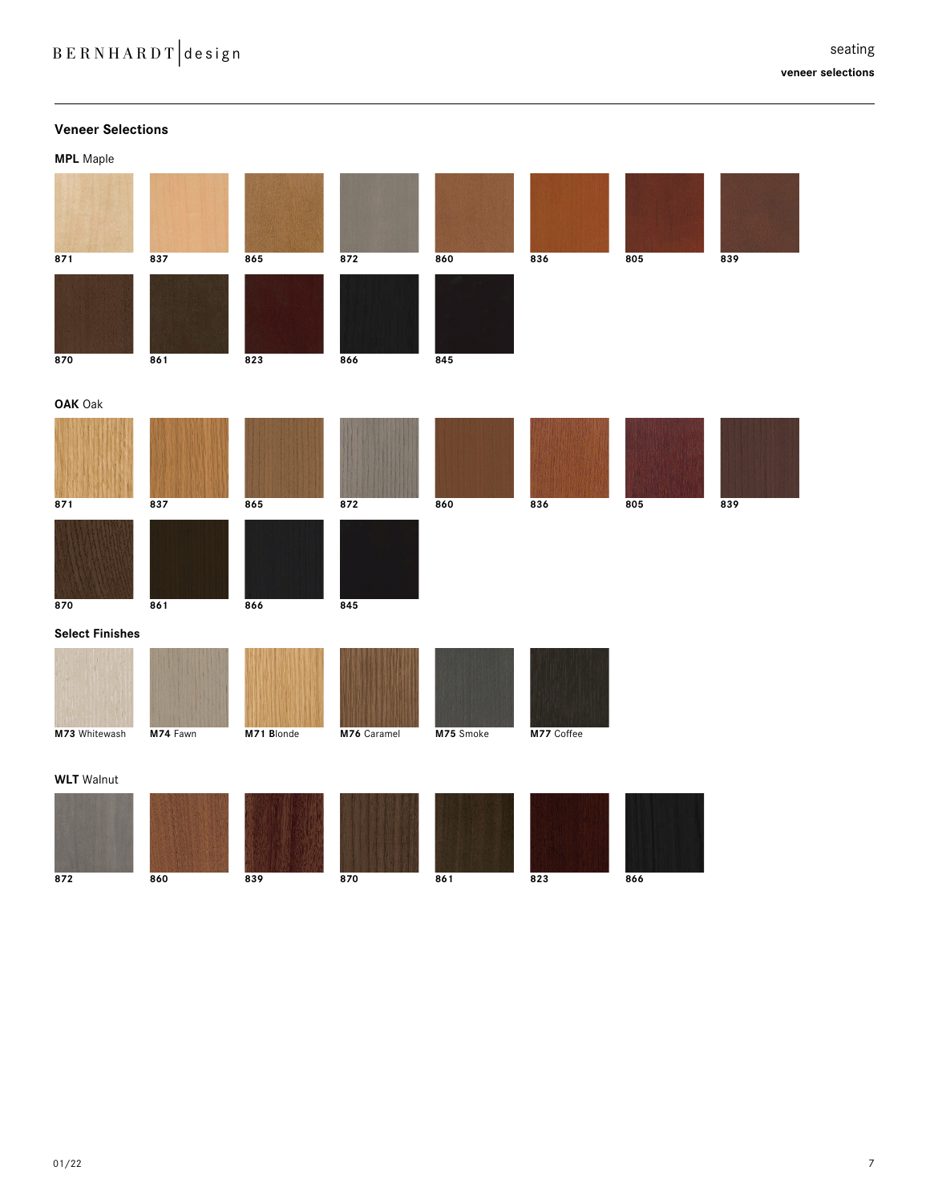## Veneer Selections

### **MPL** Maple

871 | 837 | 865 | 872 | 860 | 836 | 805 | 839

870 | 861 | 823 | 866 | 845

### **OAK** Oak

871 | 837 | 865 | 872 | 860 | 836 | 805 | 839

870 | 861 | 866 | 845

### Select Finishes

**M73** Whitewash | **M74** Fawn | **M71** Blonde | **M76** Caramel | **M75** Smoke | **M77** Coffee

### **WLT** Walnut

872 | 860 | 839 | 870 | 861 | 823 | 866

01/22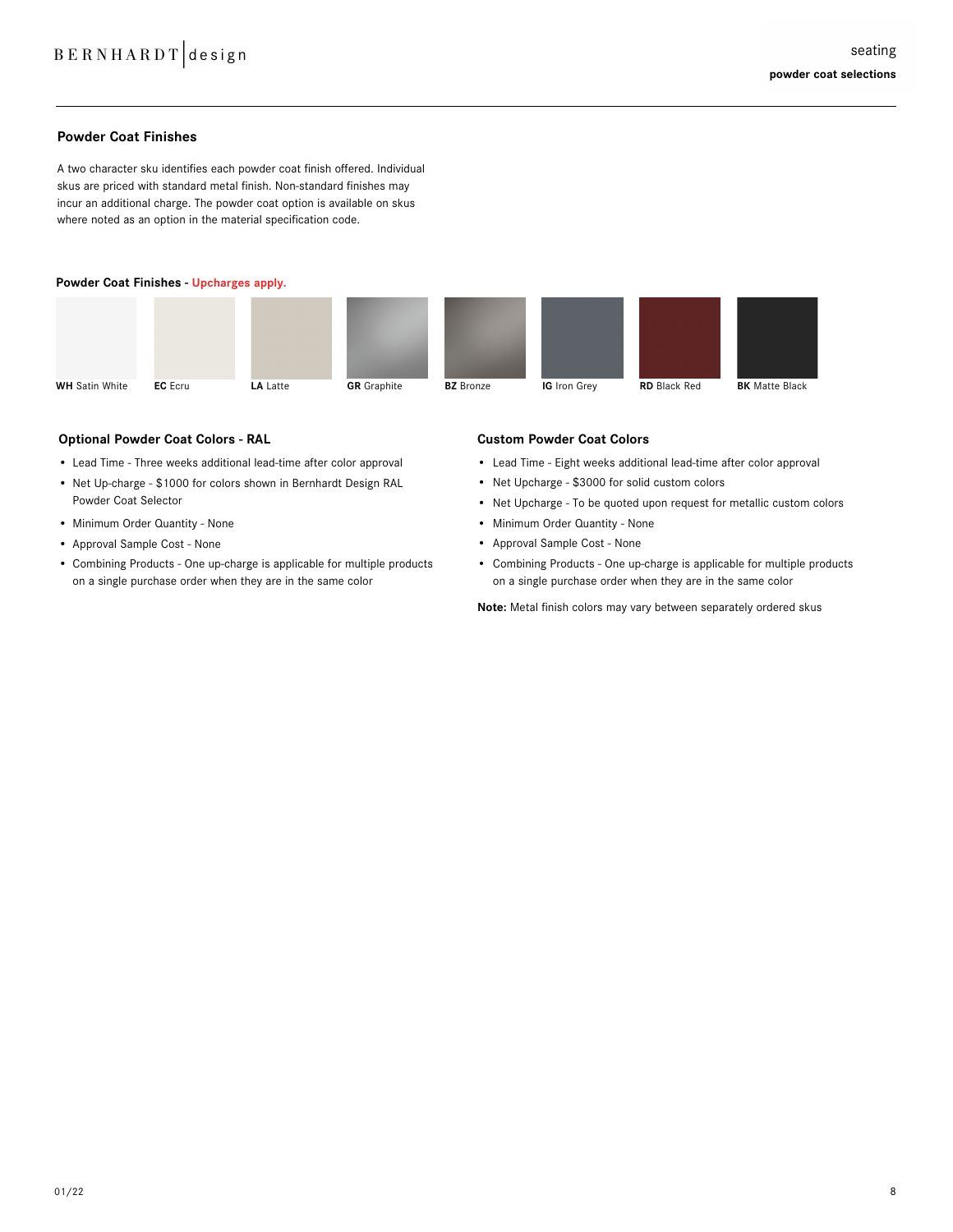## Powder Coat Finishes

A two character sku identifies each powder coat finish offered. Individual skus are priced with standard metal finish. Non-standard finishes may incur an additional charge. The powder coat option is available on skus where noted as an option in the material specification code.

**Powder Coat Finishes - Upcharges apply.**

**WH** Satin White

**EC** Ecru

**LA** Latte

**GR** Graphite

**BZ** Bronze

**IG** Iron Grey

**RD** Black Red

**BK** Matte Black

### Optional Powder Coat Colors - RAL

- Lead Time - Three weeks additional lead-time after color approval
- Net Up-charge - $1000 for colors shown in Bernhardt Design RAL Powder Coat Selector
- Minimum Order Quantity - None
- Approval Sample Cost - None
- Combining Products - One up-charge is applicable for multiple products on a single purchase order when they are in the same color

### Custom Powder Coat Colors

- Lead Time - Eight weeks additional lead-time after color approval
- Net Upcharge - $3000 for solid custom colors
- Net Upcharge - To be quoted upon request for metallic custom colors
- Minimum Order Quantity - None
- Approval Sample Cost - None
- Combining Products - One up-charge is applicable for multiple products on a single purchase order when they are in the same color

**Note:** Metal finish colors may vary between separately ordered skus